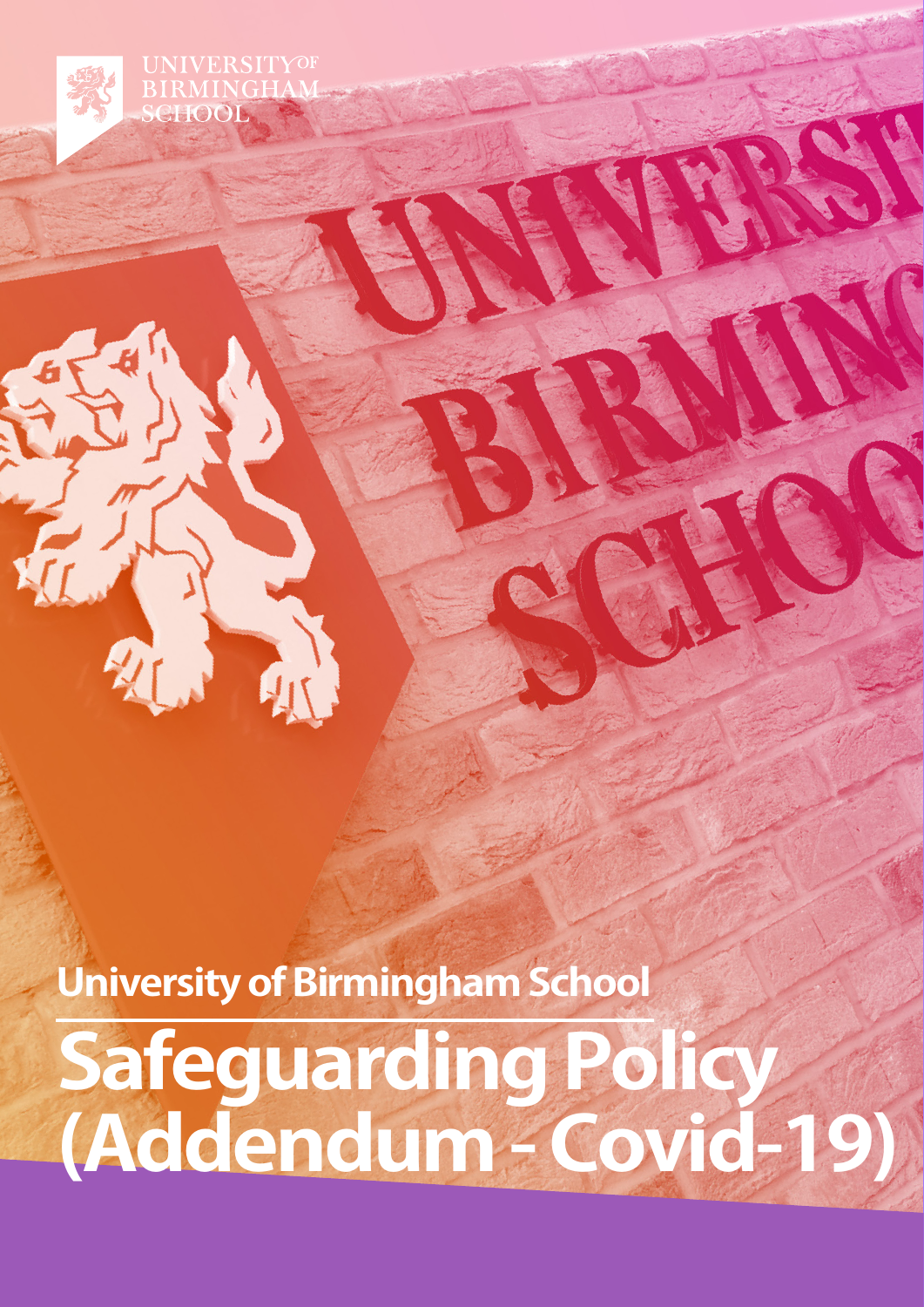UNIVERSITY OF BIRMINGHAM SCHOOL

## University of Birmingham School

# Safeguarding Policy (Addendum - Covid-19)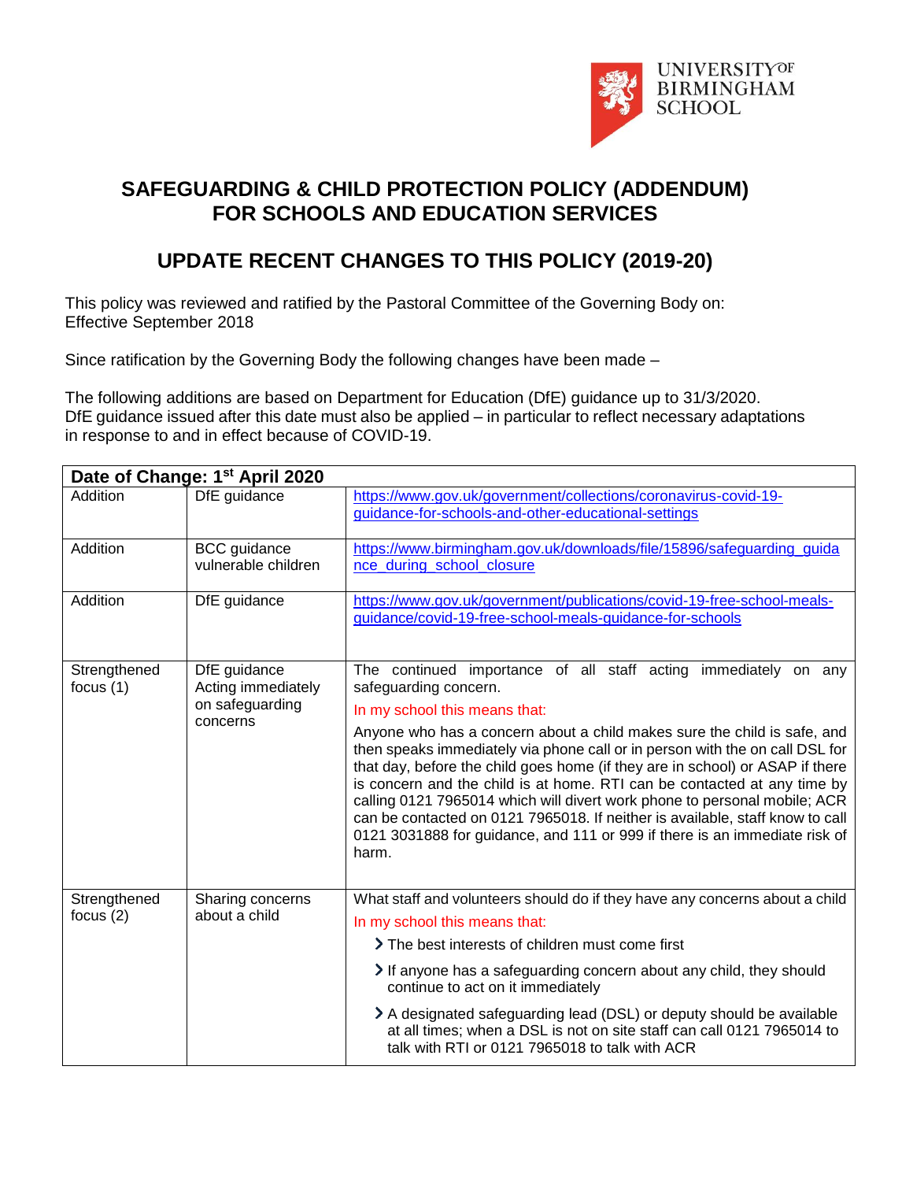UNIVERSITY OF BIRMINGHAM SCHOOL

# SAFEGUARDING & CHILD PROTECTION POLICY (ADDENDUM) FOR SCHOOLS AND EDUCATION SERVICES

## UPDATE RECENT CHANGES TO THIS POLICY (2019-20)

This policy was reviewed and ratified by the Pastoral Committee of the Governing Body on:
Effective September 2018

Since ratification by the Governing Body the following changes have been made –

The following additions are based on Department for Education (DfE) guidance up to 31/3/2020. DfE guidance issued after this date must also be applied – in particular to reflect necessary adaptations in response to and in effect because of COVID-19.

| Date of Change: 1st April 2020 | | |
|---|---|---|
| Addition | DfE guidance | https://www.gov.uk/government/collections/coronavirus-covid-19-guidance-for-schools-and-other-educational-settings |
| Addition | BCC guidance vulnerable children | https://www.birmingham.gov.uk/downloads/file/15896/safeguarding_guidance_during_school_closure |
| Addition | DfE guidance | https://www.gov.uk/government/publications/covid-19-free-school-meals-guidance/covid-19-free-school-meals-guidance-for-schools |
| Strengthened focus (1) | DfE guidance Acting immediately on safeguarding concerns | The continued importance of all staff acting immediately on any safeguarding concern.<br>In my school this means that:<br>Anyone who has a concern about a child makes sure the child is safe, and then speaks immediately via phone call or in person with the on call DSL for that day, before the child goes home (if they are in school) or ASAP if there is concern and the child is at home. RTI can be contacted at any time by calling 0121 7965014 which will divert work phone to personal mobile; ACR can be contacted on 0121 7965018. If neither is available, staff know to call 0121 3031888 for guidance, and 111 or 999 if there is an immediate risk of harm. |
| Strengthened focus (2) | Sharing concerns about a child | What staff and volunteers should do if they have any concerns about a child<br>In my school this means that:<br>› The best interests of children must come first<br>› If anyone has a safeguarding concern about any child, they should continue to act on it immediately<br>› A designated safeguarding lead (DSL) or deputy should be available at all times; when a DSL is not on site staff can call 0121 7965014 to talk with RTI or 0121 7965018 to talk with ACR |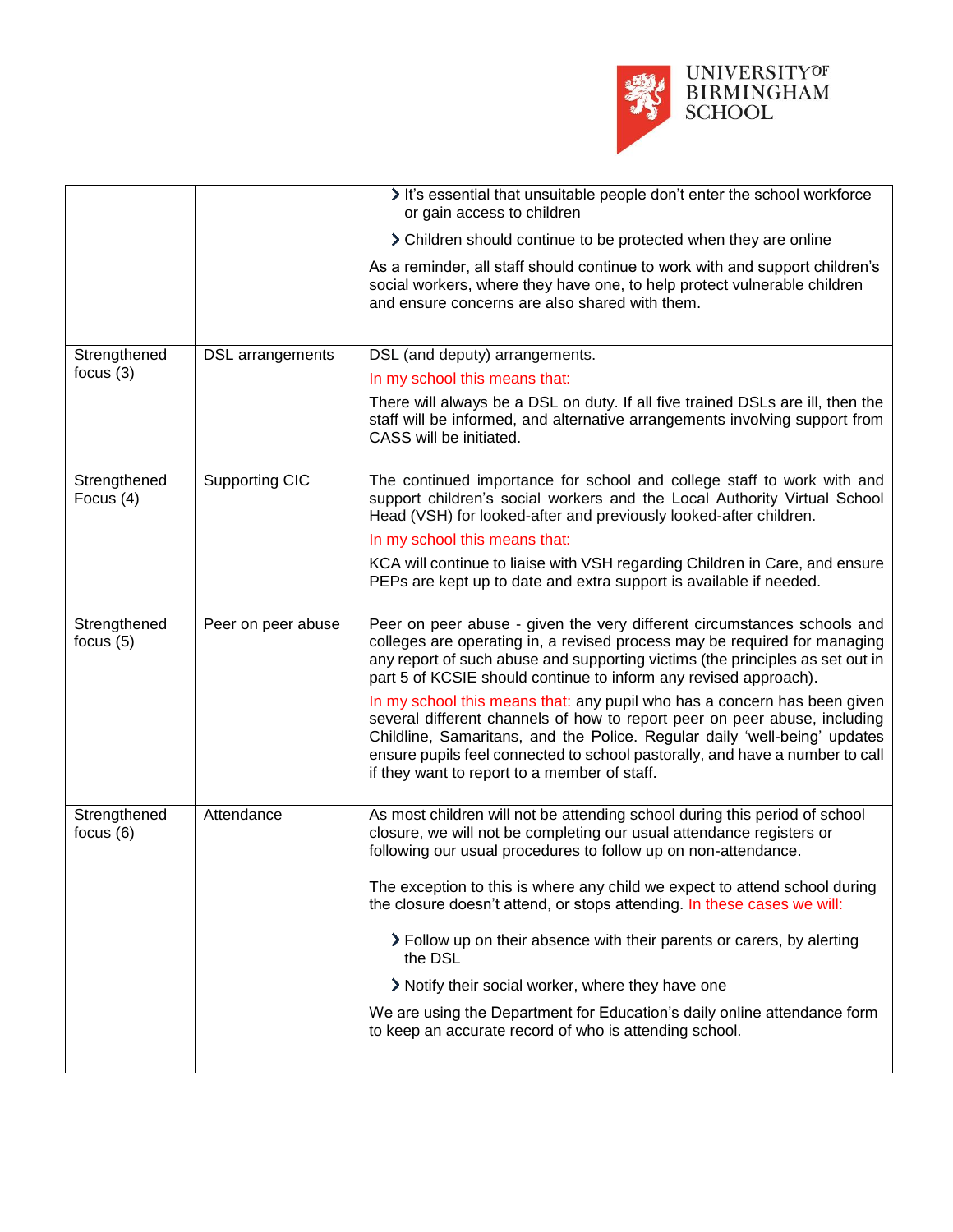| | | |
|---|---|---|
| | | • It's essential that unsuitable people don't enter the school workforce or gain access to children<br>• Children should continue to be protected when they are online<br><br>As a reminder, all staff should continue to work with and support children's social workers, where they have one, to help protect vulnerable children and ensure concerns are also shared with them. |
| Strengthened focus (3) | DSL arrangements | DSL (and deputy) arrangements.<br><br>In my school this means that:<br><br>There will always be a DSL on duty. If all five trained DSLs are ill, then the staff will be informed, and alternative arrangements involving support from CASS will be initiated. |
| Strengthened Focus (4) | Supporting CIC | The continued importance for school and college staff to work with and support children's social workers and the Local Authority Virtual School Head (VSH) for looked-after and previously looked-after children.<br><br>In my school this means that:<br><br>KCA will continue to liaise with VSH regarding Children in Care, and ensure PEPs are kept up to date and extra support is available if needed. |
| Strengthened focus (5) | Peer on peer abuse | Peer on peer abuse - given the very different circumstances schools and colleges are operating in, a revised process may be required for managing any report of such abuse and supporting victims (the principles as set out in part 5 of KCSIE should continue to inform any revised approach).<br><br>In my school this means that: any pupil who has a concern has been given several different channels of how to report peer on peer abuse, including Childline, Samaritans, and the Police. Regular daily 'well-being' updates ensure pupils feel connected to school pastorally, and have a number to call if they want to report to a member of staff. |
| Strengthened focus (6) | Attendance | As most children will not be attending school during this period of school closure, we will not be completing our usual attendance registers or following our usual procedures to follow up on non-attendance.<br><br>The exception to this is where any child we expect to attend school during the closure doesn't attend, or stops attending. In these cases we will:<br><br>• Follow up on their absence with their parents or carers, by alerting the DSL<br>• Notify their social worker, where they have one<br><br>We are using the Department for Education's daily online attendance form to keep an accurate record of who is attending school. |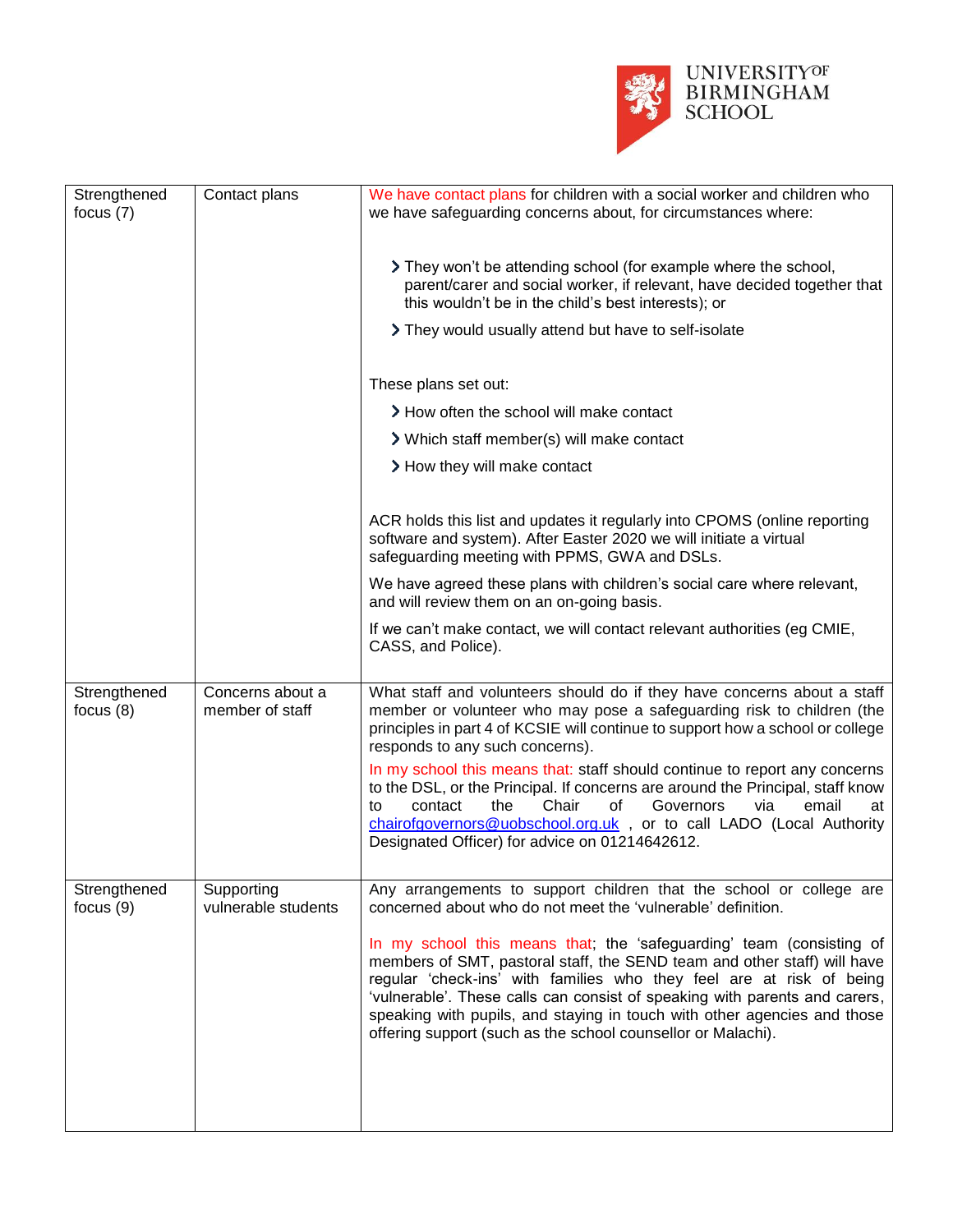| | | |
|---|---|---|
| Strengthened focus (7) | Contact plans | We have contact plans for children with a social worker and children who we have safeguarding concerns about, for circumstances where:<br><br>- They won't be attending school (for example where the school, parent/carer and social worker, if relevant, have decided together that this wouldn't be in the child's best interests); or<br>- They would usually attend but have to self-isolate<br><br>These plans set out:<br><br>- How often the school will make contact<br>- Which staff member(s) will make contact<br>- How they will make contact<br><br>ACR holds this list and updates it regularly into CPOMS (online reporting software and system). After Easter 2020 we will initiate a virtual safeguarding meeting with PPMS, GWA and DSLs.<br><br>We have agreed these plans with children's social care where relevant, and will review them on an on-going basis.<br><br>If we can't make contact, we will contact relevant authorities (eg CMIE, CASS, and Police). |
| Strengthened focus (8) | Concerns about a member of staff | What staff and volunteers should do if they have concerns about a staff member or volunteer who may pose a safeguarding risk to children (the principles in part 4 of KCSIE will continue to support how a school or college responds to any such concerns).<br><br>In my school this means that: staff should continue to report any concerns to the DSL, or the Principal. If concerns are around the Principal, staff know to contact the Chair of Governors via email at chairofgovernors@uobschool.org.uk , or to call LADO (Local Authority Designated Officer) for advice on 01214642612. |
| Strengthened focus (9) | Supporting vulnerable students | Any arrangements to support children that the school or college are concerned about who do not meet the 'vulnerable' definition.<br><br>In my school this means that; the 'safeguarding' team (consisting of members of SMT, pastoral staff, the SEND team and other staff) will have regular 'check-ins' with families who they feel are at risk of being 'vulnerable'. These calls can consist of speaking with parents and carers, speaking with pupils, and staying in touch with other agencies and those offering support (such as the school counsellor or Malachi). |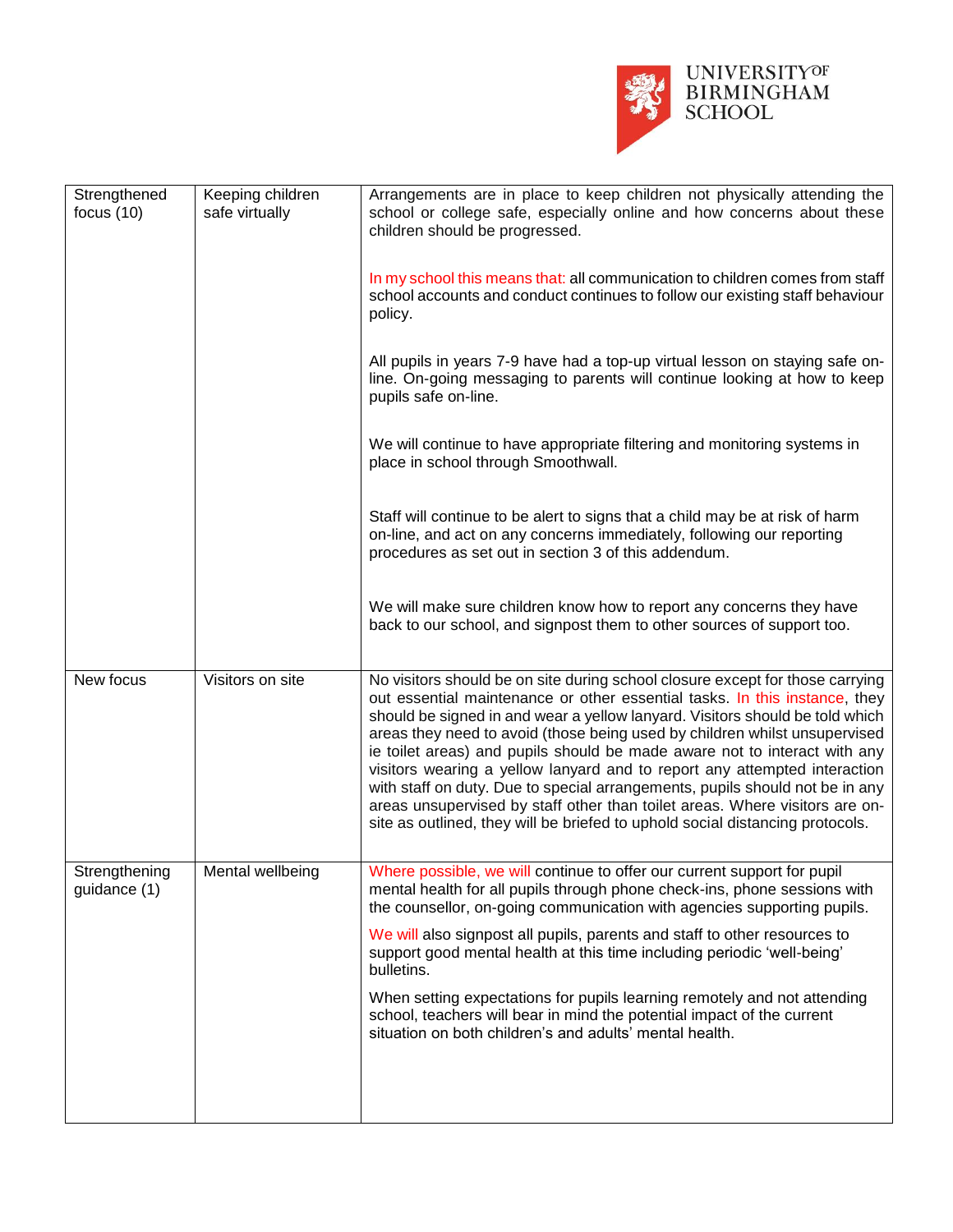| Strengthened focus (10) | Keeping children safe virtually | Arrangements are in place to keep children not physically attending the school or college safe, especially online and how concerns about these children should be progressed.<br><br>In my school this means that: all communication to children comes from staff school accounts and conduct continues to follow our existing staff behaviour policy.<br><br>All pupils in years 7-9 have had a top-up virtual lesson on staying safe on-line. On-going messaging to parents will continue looking at how to keep pupils safe on-line.<br><br>We will continue to have appropriate filtering and monitoring systems in place in school through Smoothwall.<br><br>Staff will continue to be alert to signs that a child may be at risk of harm on-line, and act on any concerns immediately, following our reporting procedures as set out in section 3 of this addendum.<br><br>We will make sure children know how to report any concerns they have back to our school, and signpost them to other sources of support too. |
|---|---|---|
| New focus | Visitors on site | No visitors should be on site during school closure except for those carrying out essential maintenance or other essential tasks. In this instance, they should be signed in and wear a yellow lanyard. Visitors should be told which areas they need to avoid (those being used by children whilst unsupervised ie toilet areas) and pupils should be made aware not to interact with any visitors wearing a yellow lanyard and to report any attempted interaction with staff on duty. Due to special arrangements, pupils should not be in any areas unsupervised by staff other than toilet areas. Where visitors are on-site as outlined, they will be briefed to uphold social distancing protocols. |
| Strengthening guidance (1) | Mental wellbeing | Where possible, we will continue to offer our current support for pupil mental health for all pupils through phone check-ins, phone sessions with the counsellor, on-going communication with agencies supporting pupils.<br><br>We will also signpost all pupils, parents and staff to other resources to support good mental health at this time including periodic 'well-being' bulletins.<br><br>When setting expectations for pupils learning remotely and not attending school, teachers will bear in mind the potential impact of the current situation on both children's and adults' mental health. |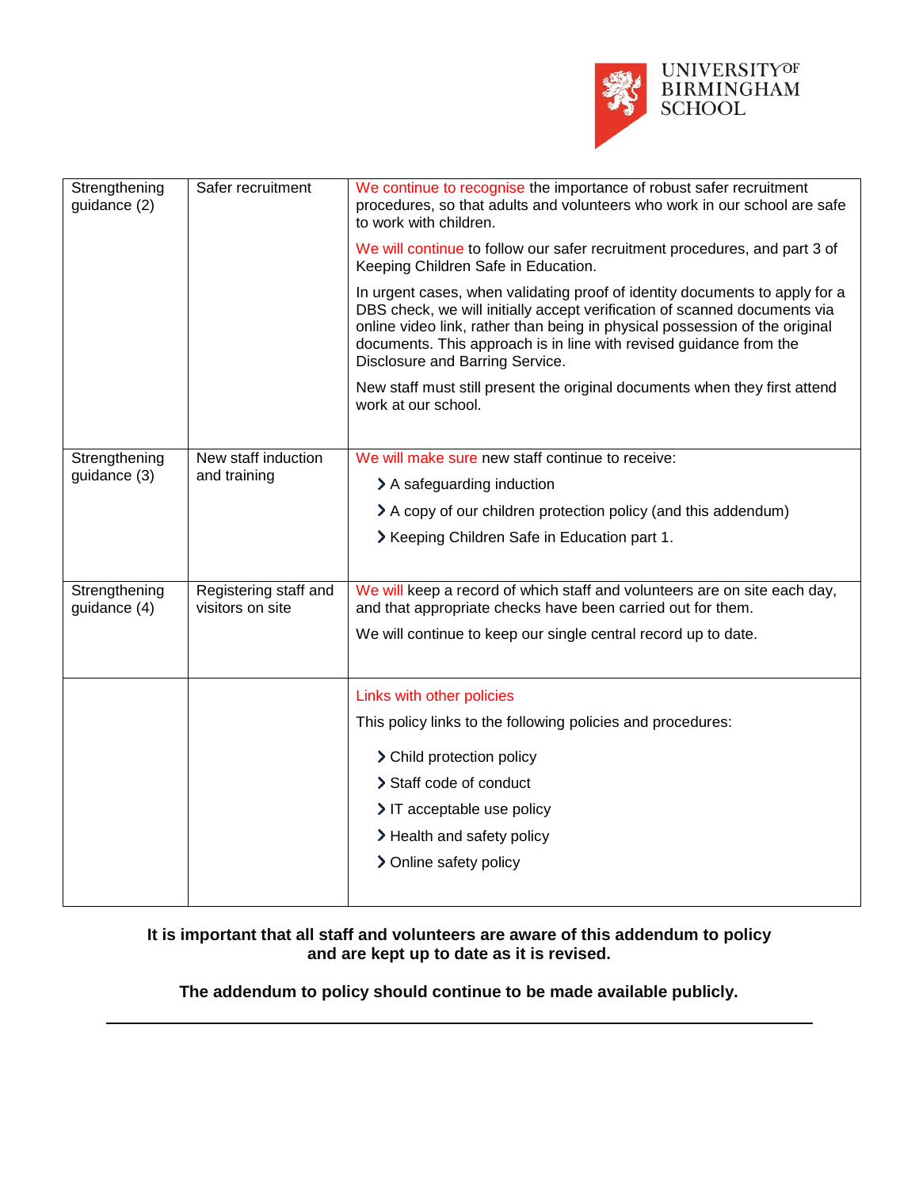| | | |
|---|---|---|
| Strengthening guidance (2) | Safer recruitment | We continue to recognise the importance of robust safer recruitment procedures, so that adults and volunteers who work in our school are safe to work with children.<br><br>We will continue to follow our safer recruitment procedures, and part 3 of Keeping Children Safe in Education.<br><br>In urgent cases, when validating proof of identity documents to apply for a DBS check, we will initially accept verification of scanned documents via online video link, rather than being in physical possession of the original documents. This approach is in line with revised guidance from the Disclosure and Barring Service.<br><br>New staff must still present the original documents when they first attend work at our school. |
| Strengthening guidance (3) | New staff induction and training | We will make sure new staff continue to receive:<br>- A safeguarding induction<br>- A copy of our children protection policy (and this addendum)<br>- Keeping Children Safe in Education part 1. |
| Strengthening guidance (4) | Registering staff and visitors on site | We will keep a record of which staff and volunteers are on site each day, and that appropriate checks have been carried out for them.<br><br>We will continue to keep our single central record up to date. |
| | | Links with other policies<br><br>This policy links to the following policies and procedures:<br>- Child protection policy<br>- Staff code of conduct<br>- IT acceptable use policy<br>- Health and safety policy<br>- Online safety policy |

**It is important that all staff and volunteers are aware of this addendum to policy and are kept up to date as it is revised.**

**The addendum to policy should continue to be made available publicly.**